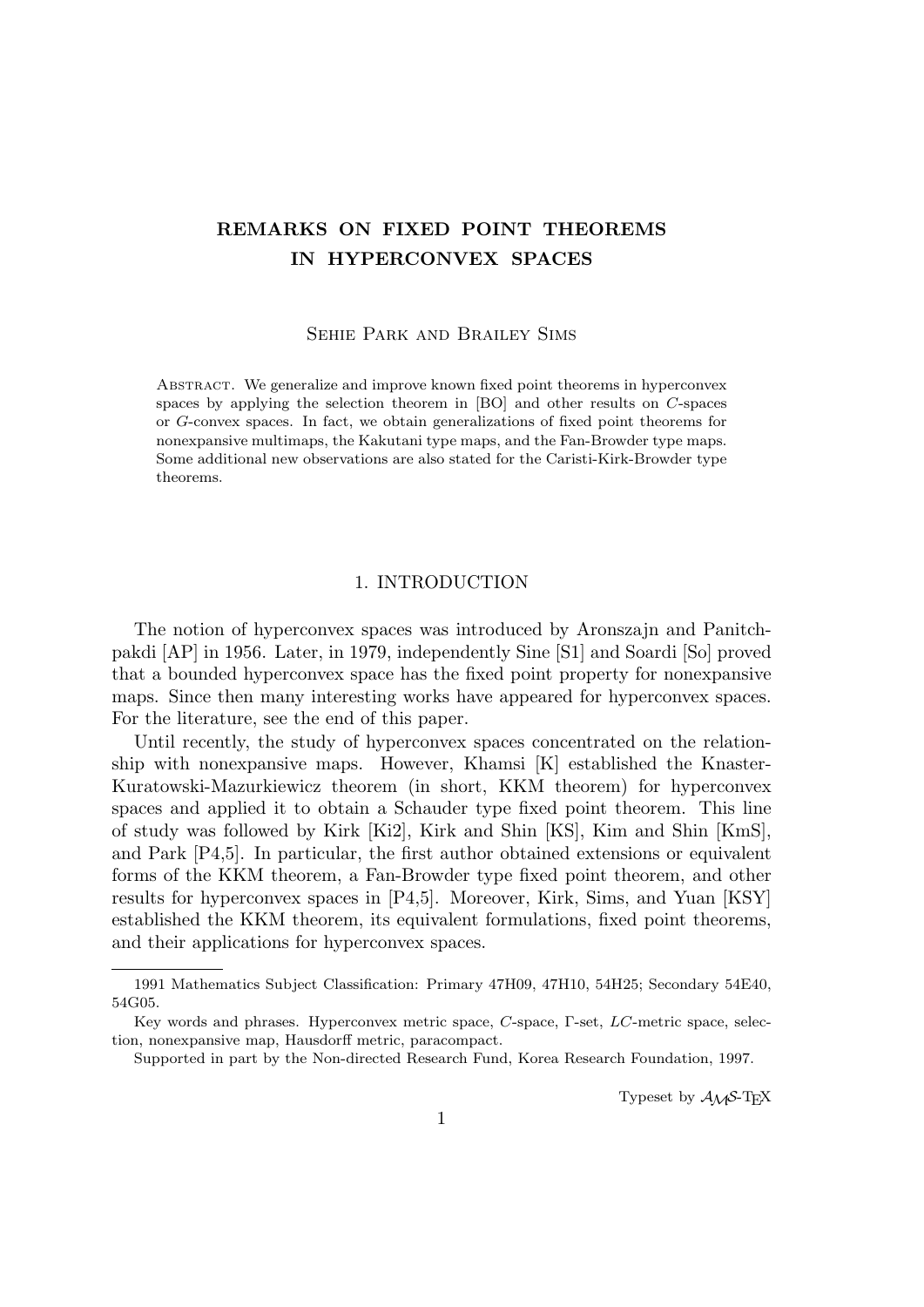# REMARKS ON FIXED POINT THEOREMS IN HYPERCONVEX SPACES

Sehie Park and Brailey Sims

Abstract. We generalize and improve known fixed point theorems in hyperconvex spaces by applying the selection theorem in [BO] and other results on $C$-spaces or $G$-convex spaces. In fact, we obtain generalizations of fixed point theorems for nonexpansive multimaps, the Kakutani type maps, and the Fan-Browder type maps. Some additional new observations are also stated for the Caristi-Kirk-Browder type theorems.

## 1. INTRODUCTION

The notion of hyperconvex spaces was introduced by Aronszajn and Panitchpakdi [AP] in 1956. Later, in 1979, independently Sine [S1] and Soardi [So] proved that a bounded hyperconvex space has the fixed point property for nonexpansive maps. Since then many interesting works have appeared for hyperconvex spaces. For the literature, see the end of this paper.

Until recently, the study of hyperconvex spaces concentrated on the relationship with nonexpansive maps. However, Khamsi [K] established the Knaster-Kuratowski-Mazurkiewicz theorem (in short, KKM theorem) for hyperconvex spaces and applied it to obtain a Schauder type fixed point theorem. This line of study was followed by Kirk [Ki2], Kirk and Shin [KS], Kim and Shin [KmS], and Park [P4,5]. In particular, the first author obtained extensions or equivalent forms of the KKM theorem, a Fan-Browder type fixed point theorem, and other results for hyperconvex spaces in [P4,5]. Moreover, Kirk, Sims, and Yuan [KSY] established the KKM theorem, its equivalent formulations, fixed point theorems, and their applications for hyperconvex spaces.

---

1991 Mathematics Subject Classification: Primary 47H09, 47H10, 54H25; Secondary 54E40, 54G05.

Key words and phrases. Hyperconvex metric space, $C$-space, $\Gamma$-set, $LC$-metric space, selection, nonexpansive map, Hausdorff metric, paracompact.

Supported in part by the Non-directed Research Fund, Korea Research Foundation, 1997.

Typeset by $\mathcal{A}\mathcal{M}\mathcal{S}$-TEX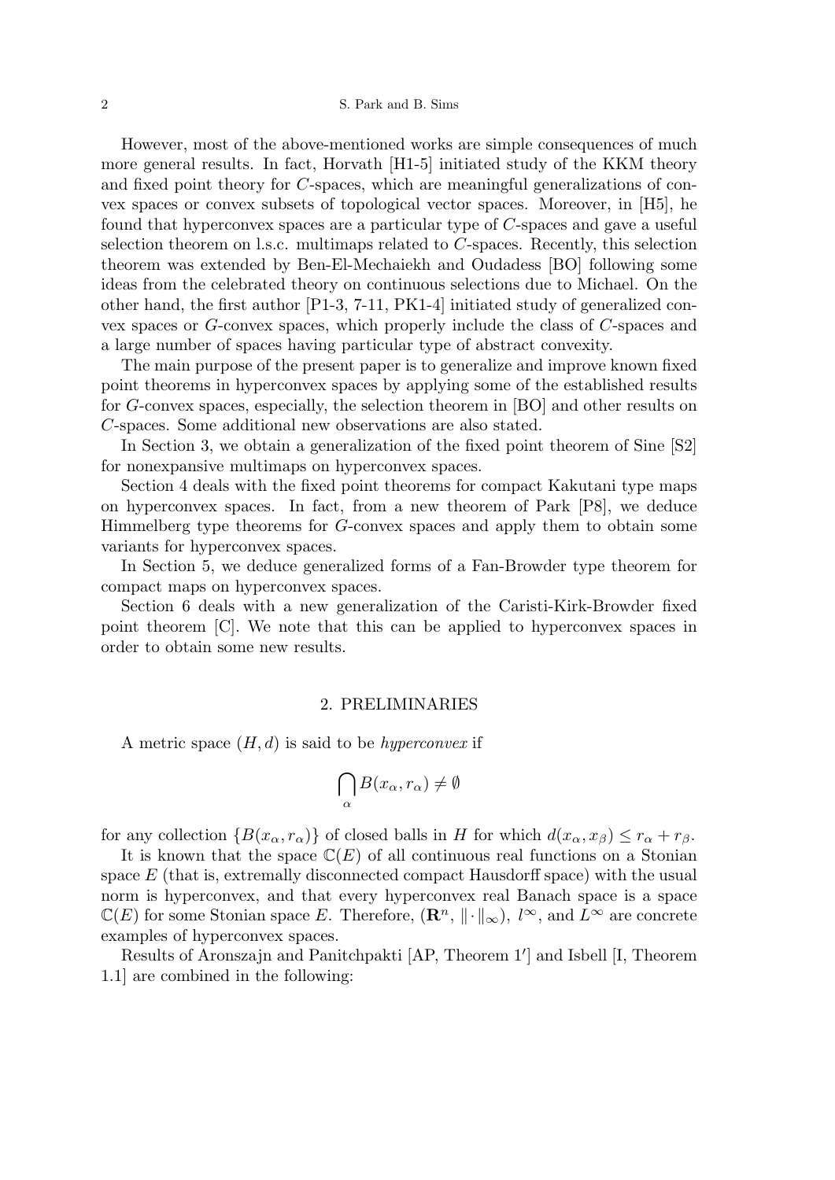However, most of the above-mentioned works are simple consequences of much more general results. In fact, Horvath [H1-5] initiated study of the KKM theory and fixed point theory for $C$-spaces, which are meaningful generalizations of convex spaces or convex subsets of topological vector spaces. Moreover, in [H5], he found that hyperconvex spaces are a particular type of $C$-spaces and gave a useful selection theorem on l.s.c. multimaps related to $C$-spaces. Recently, this selection theorem was extended by Ben-El-Mechaiekh and Oudadess [BO] following some ideas from the celebrated theory on continuous selections due to Michael. On the other hand, the first author [P1-3, 7-11, PK1-4] initiated study of generalized convex spaces or $G$-convex spaces, which properly include the class of $C$-spaces and a large number of spaces having particular type of abstract convexity.

The main purpose of the present paper is to generalize and improve known fixed point theorems in hyperconvex spaces by applying some of the established results for $G$-convex spaces, especially, the selection theorem in [BO] and other results on $C$-spaces. Some additional new observations are also stated.

In Section 3, we obtain a generalization of the fixed point theorem of Sine [S2] for nonexpansive multimaps on hyperconvex spaces.

Section 4 deals with the fixed point theorems for compact Kakutani type maps on hyperconvex spaces. In fact, from a new theorem of Park [P8], we deduce Himmelberg type theorems for $G$-convex spaces and apply them to obtain some variants for hyperconvex spaces.

In Section 5, we deduce generalized forms of a Fan-Browder type theorem for compact maps on hyperconvex spaces.

Section 6 deals with a new generalization of the Caristi-Kirk-Browder fixed point theorem [C]. We note that this can be applied to hyperconvex spaces in order to obtain some new results.

## 2. PRELIMINARIES

A metric space $(H, d)$ is said to be *hyperconvex* if

$$\bigcap_{\alpha} B(x_\alpha, r_\alpha) \neq \emptyset$$

for any collection $\{B(x_\alpha, r_\alpha)\}$ of closed balls in $H$ for which $d(x_\alpha, x_\beta) \leq r_\alpha + r_\beta$.

It is known that the space $\mathbb{C}(E)$ of all continuous real functions on a Stonian space $E$ (that is, extremally disconnected compact Hausdorff space) with the usual norm is hyperconvex, and that every hyperconvex real Banach space is a space $\mathbb{C}(E)$ for some Stonian space $E$. Therefore, $(\mathbf{R}^n, \|\cdot\|_\infty)$, $l^\infty$, and $L^\infty$ are concrete examples of hyperconvex spaces.

Results of Aronszajn and Panitchpakti [AP, Theorem 1$'$] and Isbell [I, Theorem 1.1] are combined in the following: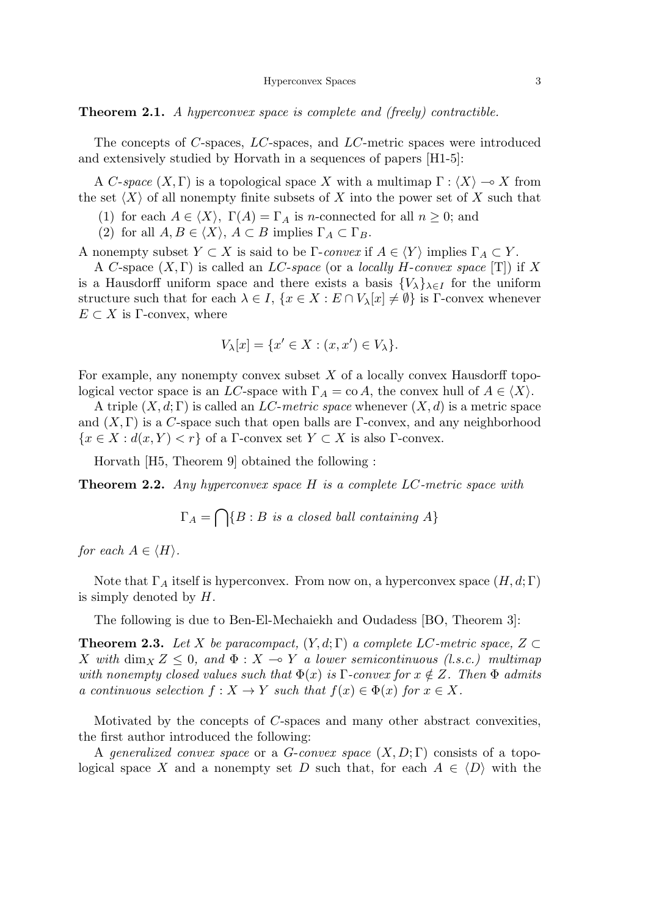**Theorem 2.1.** *A hyperconvex space is complete and (freely) contractible.*

The concepts of $C$-spaces, $LC$-spaces, and $LC$-metric spaces were introduced and extensively studied by Horvath in a sequences of papers [H1-5]:

A *$C$-space* $(X, \Gamma)$ is a topological space $X$ with a multimap $\Gamma : \langle X \rangle \multimap X$ from the set $\langle X \rangle$ of all nonempty finite subsets of $X$ into the power set of $X$ such that

(1) for each $A \in \langle X \rangle$, $\Gamma(A) = \Gamma_A$ is $n$-connected for all $n \geq 0$; and

(2) for all $A, B \in \langle X \rangle$, $A \subset B$ implies $\Gamma_A \subset \Gamma_B$.

A nonempty subset $Y \subset X$ is said to be *$\Gamma$-convex* if $A \in \langle Y \rangle$ implies $\Gamma_A \subset Y$.

A $C$-space $(X, \Gamma)$ is called an *$LC$-space* (or a *locally $H$-convex space* [T]) if $X$ is a Hausdorff uniform space and there exists a basis $\{V_\lambda\}_{\lambda \in I}$ for the uniform structure such that for each $\lambda \in I$, $\{x \in X : E \cap V_\lambda[x] \neq \emptyset\}$ is $\Gamma$-convex whenever $E \subset X$ is $\Gamma$-convex, where

$$V_\lambda[x] = \{x' \in X : (x, x') \in V_\lambda\}.$$

For example, any nonempty convex subset $X$ of a locally convex Hausdorff topological vector space is an $LC$-space with $\Gamma_A = \operatorname{co} A$, the convex hull of $A \in \langle X \rangle$.

A triple $(X, d; \Gamma)$ is called an *$LC$-metric space* whenever $(X, d)$ is a metric space and $(X, \Gamma)$ is a $C$-space such that open balls are $\Gamma$-convex, and any neighborhood $\{x \in X : d(x, Y) < r\}$ of a $\Gamma$-convex set $Y \subset X$ is also $\Gamma$-convex.

Horvath [H5, Theorem 9] obtained the following :

**Theorem 2.2.** *Any hyperconvex space $H$ is a complete $LC$-metric space with*

$$\Gamma_A = \bigcap \{B : B \text{ is a closed ball containing } A\}$$

*for each $A \in \langle H \rangle$.*

Note that $\Gamma_A$ itself is hyperconvex. From now on, a hyperconvex space $(H, d; \Gamma)$ is simply denoted by $H$.

The following is due to Ben-El-Mechaiekh and Oudadess [BO, Theorem 3]:

**Theorem 2.3.** *Let $X$ be paracompact, $(Y, d; \Gamma)$ a complete $LC$-metric space, $Z \subset X$ with $\dim_X Z \leq 0$, and $\Phi : X \multimap Y$ a lower semicontinuous (l.s.c.) multimap with nonempty closed values such that $\Phi(x)$ is $\Gamma$-convex for $x \notin Z$. Then $\Phi$ admits a continuous selection $f : X \to Y$ such that $f(x) \in \Phi(x)$ for $x \in X$.*

Motivated by the concepts of $C$-spaces and many other abstract convexities, the first author introduced the following:

A *generalized convex space* or a *$G$-convex space* $(X, D; \Gamma)$ consists of a topological space $X$ and a nonempty set $D$ such that, for each $A \in \langle D \rangle$ with the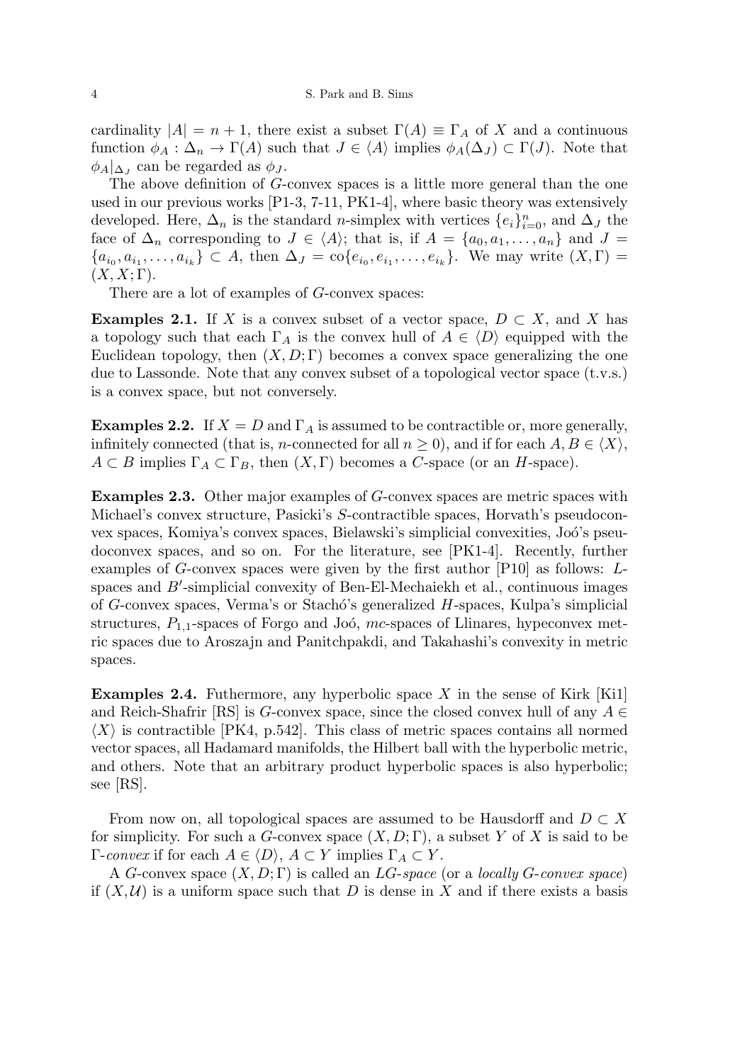cardinality $|A| = n + 1$, there exist a subset $\Gamma(A) \equiv \Gamma_A$ of $X$ and a continuous function $\phi_A : \Delta_n \to \Gamma(A)$ such that $J \in \langle A \rangle$ implies $\phi_A(\Delta_J) \subset \Gamma(J)$. Note that $\phi_A|_{\Delta_J}$ can be regarded as $\phi_J$.

The above definition of $G$-convex spaces is a little more general than the one used in our previous works [P1-3, 7-11, PK1-4], where basic theory was extensively developed. Here, $\Delta_n$ is the standard $n$-simplex with vertices $\{e_i\}_{i=0}^n$, and $\Delta_J$ the face of $\Delta_n$ corresponding to $J \in \langle A \rangle$; that is, if $A = \{a_0, a_1, \ldots, a_n\}$ and $J = \{a_{i_0}, a_{i_1}, \ldots, a_{i_k}\} \subset A$, then $\Delta_J = \text{co}\{e_{i_0}, e_{i_1}, \ldots, e_{i_k}\}$. We may write $(X, \Gamma) = (X, X; \Gamma)$.

There are a lot of examples of $G$-convex spaces:

**Examples 2.1.** If $X$ is a convex subset of a vector space, $D \subset X$, and $X$ has a topology such that each $\Gamma_A$ is the convex hull of $A \in \langle D \rangle$ equipped with the Euclidean topology, then $(X, D; \Gamma)$ becomes a convex space generalizing the one due to Lassonde. Note that any convex subset of a topological vector space (t.v.s.) is a convex space, but not conversely.

**Examples 2.2.** If $X = D$ and $\Gamma_A$ is assumed to be contractible or, more generally, infinitely connected (that is, $n$-connected for all $n \geq 0$), and if for each $A, B \in \langle X \rangle$, $A \subset B$ implies $\Gamma_A \subset \Gamma_B$, then $(X, \Gamma)$ becomes a $C$-space (or an $H$-space).

**Examples 2.3.** Other major examples of $G$-convex spaces are metric spaces with Michael's convex structure, Pasicki's $S$-contractible spaces, Horvath's pseudoconvex spaces, Komiya's convex spaces, Bielawski's simplicial convexities, Joó's pseudoconvex spaces, and so on. For the literature, see [PK1-4]. Recently, further examples of $G$-convex spaces were given by the first author [P10] as follows: $L$-spaces and $B'$-simplicial convexity of Ben-El-Mechaiekh et al., continuous images of $G$-convex spaces, Verma's or Stachó's generalized $H$-spaces, Kulpa's simplicial structures, $P_{1,1}$-spaces of Forgo and Joó, $mc$-spaces of Llinares, hypeconvex metric spaces due to Aroszajn and Panitchpakdi, and Takahashi's convexity in metric spaces.

**Examples 2.4.** Futhermore, any hyperbolic space $X$ in the sense of Kirk [Ki1] and Reich-Shafrir [RS] is $G$-convex space, since the closed convex hull of any $A \in \langle X \rangle$ is contractible [PK4, p.542]. This class of metric spaces contains all normed vector spaces, all Hadamard manifolds, the Hilbert ball with the hyperbolic metric, and others. Note that an arbitrary product hyperbolic spaces is also hyperbolic; see [RS].

From now on, all topological spaces are assumed to be Hausdorff and $D \subset X$ for simplicity. For such a $G$-convex space $(X, D; \Gamma)$, a subset $Y$ of $X$ is said to be *$\Gamma$-convex* if for each $A \in \langle D \rangle$, $A \subset Y$ implies $\Gamma_A \subset Y$.

A $G$-convex space $(X, D; \Gamma)$ is called an *$LG$-space* (or a *locally $G$-convex space*) if $(X, \mathcal{U})$ is a uniform space such that $D$ is dense in $X$ and if there exists a basis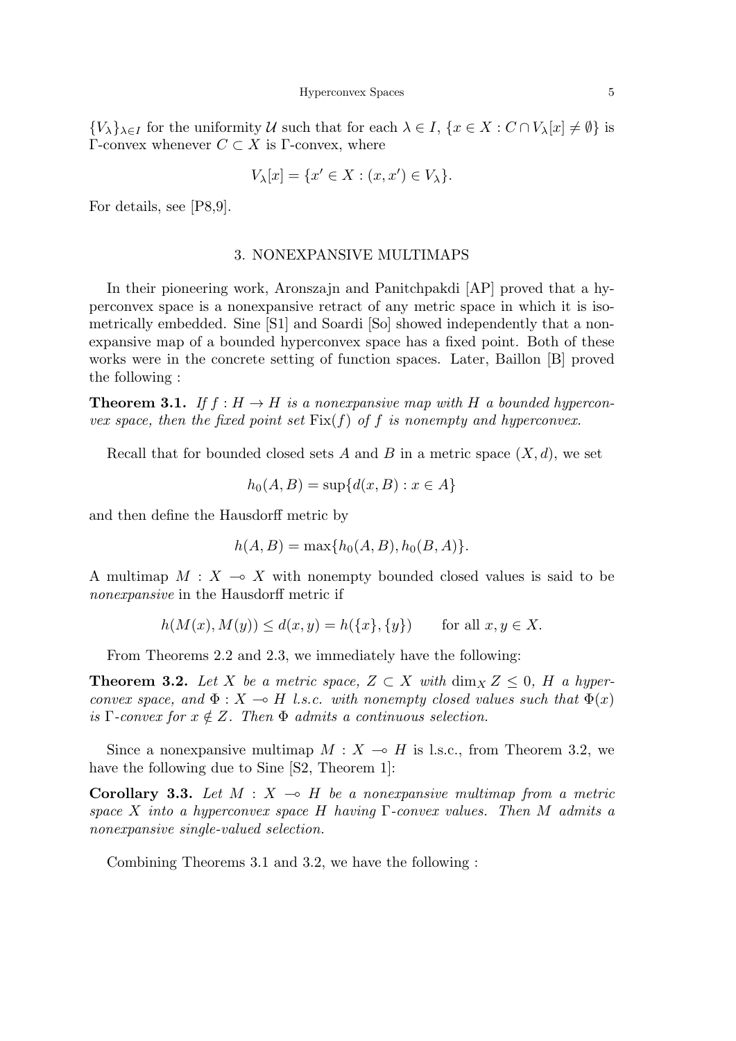$\{V_\lambda\}_{\lambda \in I}$ for the uniformity $\mathcal{U}$ such that for each $\lambda \in I$, $\{x \in X : C \cap V_\lambda[x] \neq \emptyset\}$ is $\Gamma$-convex whenever $C \subset X$ is $\Gamma$-convex, where

$$V_\lambda[x] = \{x' \in X : (x, x') \in V_\lambda\}.$$

For details, see [P8,9].

## 3. NONEXPANSIVE MULTIMAPS

In their pioneering work, Aronszajn and Panitchpakdi [AP] proved that a hyperconvex space is a nonexpansive retract of any metric space in which it is isometrically embedded. Sine [S1] and Soardi [So] showed independently that a nonexpansive map of a bounded hyperconvex space has a fixed point. Both of these works were in the concrete setting of function spaces. Later, Baillon [B] proved the following :

**Theorem 3.1.** *If $f : H \to H$ is a nonexpansive map with $H$ a bounded hyperconvex space, then the fixed point set $\mathrm{Fix}(f)$ of $f$ is nonempty and hyperconvex.*

Recall that for bounded closed sets $A$ and $B$ in a metric space $(X, d)$, we set

$$h_0(A, B) = \sup\{d(x, B) : x \in A\}$$

and then define the Hausdorff metric by

$$h(A, B) = \max\{h_0(A, B), h_0(B, A)\}.$$

A multimap $M : X \multimap X$ with nonempty bounded closed values is said to be *nonexpansive* in the Hausdorff metric if

$$h(M(x), M(y)) \leq d(x, y) = h(\{x\}, \{y\}) \qquad \text{for all } x, y \in X.$$

From Theorems 2.2 and 2.3, we immediately have the following:

**Theorem 3.2.** *Let $X$ be a metric space, $Z \subset X$ with $\dim_X Z \leq 0$, $H$ a hyperconvex space, and $\Phi : X \multimap H$ l.s.c. with nonempty closed values such that $\Phi(x)$ is $\Gamma$-convex for $x \notin Z$. Then $\Phi$ admits a continuous selection.*

Since a nonexpansive multimap $M : X \multimap H$ is l.s.c., from Theorem 3.2, we have the following due to Sine [S2, Theorem 1]:

**Corollary 3.3.** *Let $M : X \multimap H$ be a nonexpansive multimap from a metric space $X$ into a hyperconvex space $H$ having $\Gamma$-convex values. Then $M$ admits a nonexpansive single-valued selection.*

Combining Theorems 3.1 and 3.2, we have the following :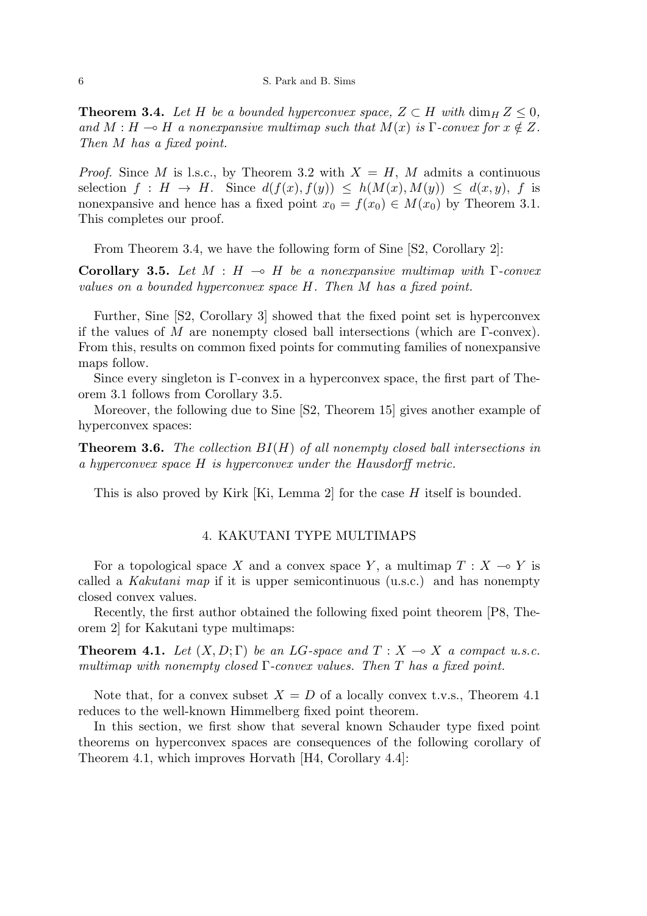**Theorem 3.4.** *Let $H$ be a bounded hyperconvex space, $Z \subset H$ with $\dim_H Z \leq 0$, and $M : H \multimap H$ a nonexpansive multimap such that $M(x)$ is $\Gamma$-convex for $x \notin Z$. Then $M$ has a fixed point.*

*Proof.* Since $M$ is l.s.c., by Theorem 3.2 with $X = H$, $M$ admits a continuous selection $f : H \to H$. Since $d(f(x), f(y)) \leq h(M(x), M(y)) \leq d(x, y)$, $f$ is nonexpansive and hence has a fixed point $x_0 = f(x_0) \in M(x_0)$ by Theorem 3.1. This completes our proof.

From Theorem 3.4, we have the following form of Sine [S2, Corollary 2]:

**Corollary 3.5.** *Let $M : H \multimap H$ be a nonexpansive multimap with $\Gamma$-convex values on a bounded hyperconvex space $H$. Then $M$ has a fixed point.*

Further, Sine [S2, Corollary 3] showed that the fixed point set is hyperconvex if the values of $M$ are nonempty closed ball intersections (which are $\Gamma$-convex). From this, results on common fixed points for commuting families of nonexpansive maps follow.

Since every singleton is $\Gamma$-convex in a hyperconvex space, the first part of Theorem 3.1 follows from Corollary 3.5.

Moreover, the following due to Sine [S2, Theorem 15] gives another example of hyperconvex spaces:

**Theorem 3.6.** *The collection $BI(H)$ of all nonempty closed ball intersections in a hyperconvex space $H$ is hyperconvex under the Hausdorff metric.*

This is also proved by Kirk [Ki, Lemma 2] for the case $H$ itself is bounded.

## 4. KAKUTANI TYPE MULTIMAPS

For a topological space $X$ and a convex space $Y$, a multimap $T : X \multimap Y$ is called a *Kakutani map* if it is upper semicontinuous (u.s.c.) and has nonempty closed convex values.

Recently, the first author obtained the following fixed point theorem [P8, Theorem 2] for Kakutani type multimaps:

**Theorem 4.1.** *Let $(X, D; \Gamma)$ be an LG-space and $T : X \multimap X$ a compact u.s.c. multimap with nonempty closed $\Gamma$-convex values. Then $T$ has a fixed point.*

Note that, for a convex subset $X = D$ of a locally convex t.v.s., Theorem 4.1 reduces to the well-known Himmelberg fixed point theorem.

In this section, we first show that several known Schauder type fixed point theorems on hyperconvex spaces are consequences of the following corollary of Theorem 4.1, which improves Horvath [H4, Corollary 4.4]: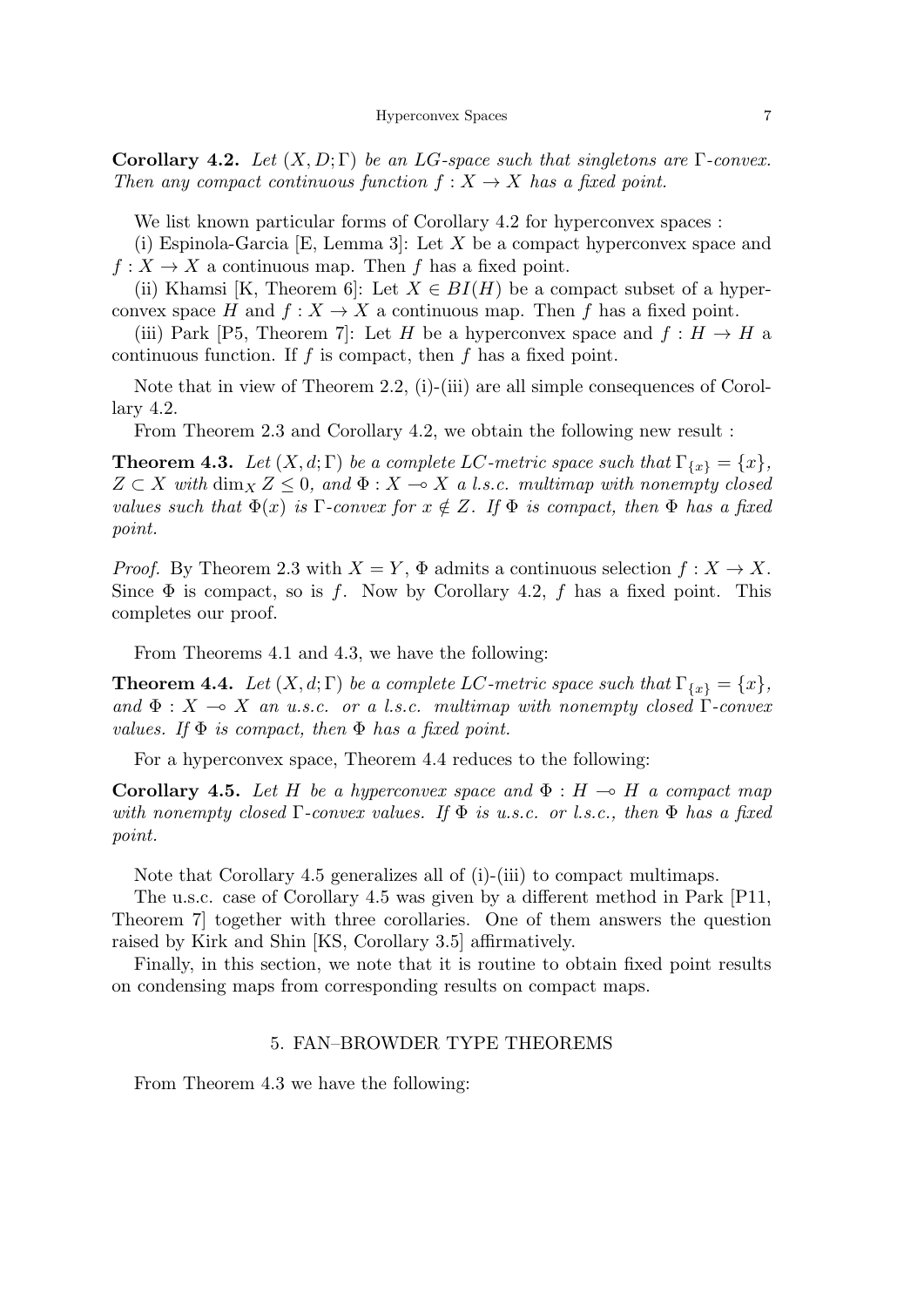**Corollary 4.2.** *Let $(X, D; \Gamma)$ be an LG-space such that singletons are $\Gamma$-convex. Then any compact continuous function $f : X \to X$ has a fixed point.*

We list known particular forms of Corollary 4.2 for hyperconvex spaces :

(i) Espinola-Garcia [E, Lemma 3]: Let $X$ be a compact hyperconvex space and $f : X \to X$ a continuous map. Then $f$ has a fixed point.

(ii) Khamsi [K, Theorem 6]: Let $X \in BI(H)$ be a compact subset of a hyperconvex space $H$ and $f : X \to X$ a continuous map. Then $f$ has a fixed point.

(iii) Park [P5, Theorem 7]: Let $H$ be a hyperconvex space and $f : H \to H$ a continuous function. If $f$ is compact, then $f$ has a fixed point.

Note that in view of Theorem 2.2, (i)-(iii) are all simple consequences of Corollary 4.2.

From Theorem 2.3 and Corollary 4.2, we obtain the following new result :

**Theorem 4.3.** *Let $(X, d; \Gamma)$ be a complete LC-metric space such that $\Gamma_{\{x\}} = \{x\}$, $Z \subset X$ with $\dim_X Z \leq 0$, and $\Phi : X \multimap X$ a l.s.c. multimap with nonempty closed values such that $\Phi(x)$ is $\Gamma$-convex for $x \notin Z$. If $\Phi$ is compact, then $\Phi$ has a fixed point.*

*Proof.* By Theorem 2.3 with $X = Y$, $\Phi$ admits a continuous selection $f : X \to X$. Since $\Phi$ is compact, so is $f$. Now by Corollary 4.2, $f$ has a fixed point. This completes our proof.

From Theorems 4.1 and 4.3, we have the following:

**Theorem 4.4.** *Let $(X, d; \Gamma)$ be a complete LC-metric space such that $\Gamma_{\{x\}} = \{x\}$, and $\Phi : X \multimap X$ an u.s.c. or a l.s.c. multimap with nonempty closed $\Gamma$-convex values. If $\Phi$ is compact, then $\Phi$ has a fixed point.*

For a hyperconvex space, Theorem 4.4 reduces to the following:

**Corollary 4.5.** *Let $H$ be a hyperconvex space and $\Phi : H \multimap H$ a compact map with nonempty closed $\Gamma$-convex values. If $\Phi$ is u.s.c. or l.s.c., then $\Phi$ has a fixed point.*

Note that Corollary 4.5 generalizes all of (i)-(iii) to compact multimaps.

The u.s.c. case of Corollary 4.5 was given by a different method in Park [P11, Theorem 7] together with three corollaries. One of them answers the question raised by Kirk and Shin [KS, Corollary 3.5] affirmatively.

Finally, in this section, we note that it is routine to obtain fixed point results on condensing maps from corresponding results on compact maps.

## 5. FAN–BROWDER TYPE THEOREMS

From Theorem 4.3 we have the following: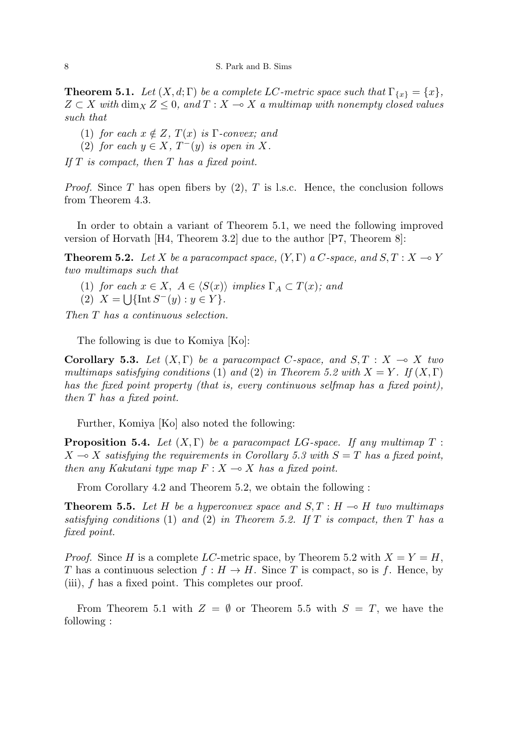**Theorem 5.1.** *Let $(X, d; \Gamma)$ be a complete LC-metric space such that $\Gamma_{\{x\}} = \{x\}$, $Z \subset X$ with $\dim_X Z \leq 0$, and $T : X \multimap X$ a multimap with nonempty closed values such that*

(1) *for each $x \notin Z$, $T(x)$ is $\Gamma$-convex; and*
(2) *for each $y \in X$, $T^{-}(y)$ is open in $X$.*

*If $T$ is compact, then $T$ has a fixed point.*

*Proof.* Since $T$ has open fibers by (2), $T$ is l.s.c. Hence, the conclusion follows from Theorem 4.3.

In order to obtain a variant of Theorem 5.1, we need the following improved version of Horvath [H4, Theorem 3.2] due to the author [P7, Theorem 8]:

**Theorem 5.2.** *Let $X$ be a paracompact space, $(Y, \Gamma)$ a $C$-space, and $S, T : X \multimap Y$ two multimaps such that*

(1) *for each $x \in X$, $A \in \langle S(x) \rangle$ implies $\Gamma_A \subset T(x)$; and*
(2) $X = \bigcup \{ \operatorname{Int} S^{-}(y) : y \in Y \}$.

*Then $T$ has a continuous selection.*

The following is due to Komiya [Ko]:

**Corollary 5.3.** *Let $(X, \Gamma)$ be a paracompact $C$-space, and $S, T : X \multimap X$ two multimaps satisfying conditions* (1) *and* (2) *in Theorem 5.2 with $X = Y$. If $(X, \Gamma)$ has the fixed point property (that is, every continuous selfmap has a fixed point), then $T$ has a fixed point.*

Further, Komiya [Ko] also noted the following:

**Proposition 5.4.** *Let $(X, \Gamma)$ be a paracompact LG-space. If any multimap $T : X \multimap X$ satisfying the requirements in Corollary 5.3 with $S = T$ has a fixed point, then any Kakutani type map $F : X \multimap X$ has a fixed point.*

From Corollary 4.2 and Theorem 5.2, we obtain the following :

**Theorem 5.5.** *Let $H$ be a hyperconvex space and $S, T : H \multimap H$ two multimaps satisfying conditions* (1) *and* (2) *in Theorem 5.2. If $T$ is compact, then $T$ has a fixed point.*

*Proof.* Since $H$ is a complete $LC$-metric space, by Theorem 5.2 with $X = Y = H$, $T$ has a continuous selection $f : H \to H$. Since $T$ is compact, so is $f$. Hence, by (iii), $f$ has a fixed point. This completes our proof.

From Theorem 5.1 with $Z = \emptyset$ or Theorem 5.5 with $S = T$, we have the following :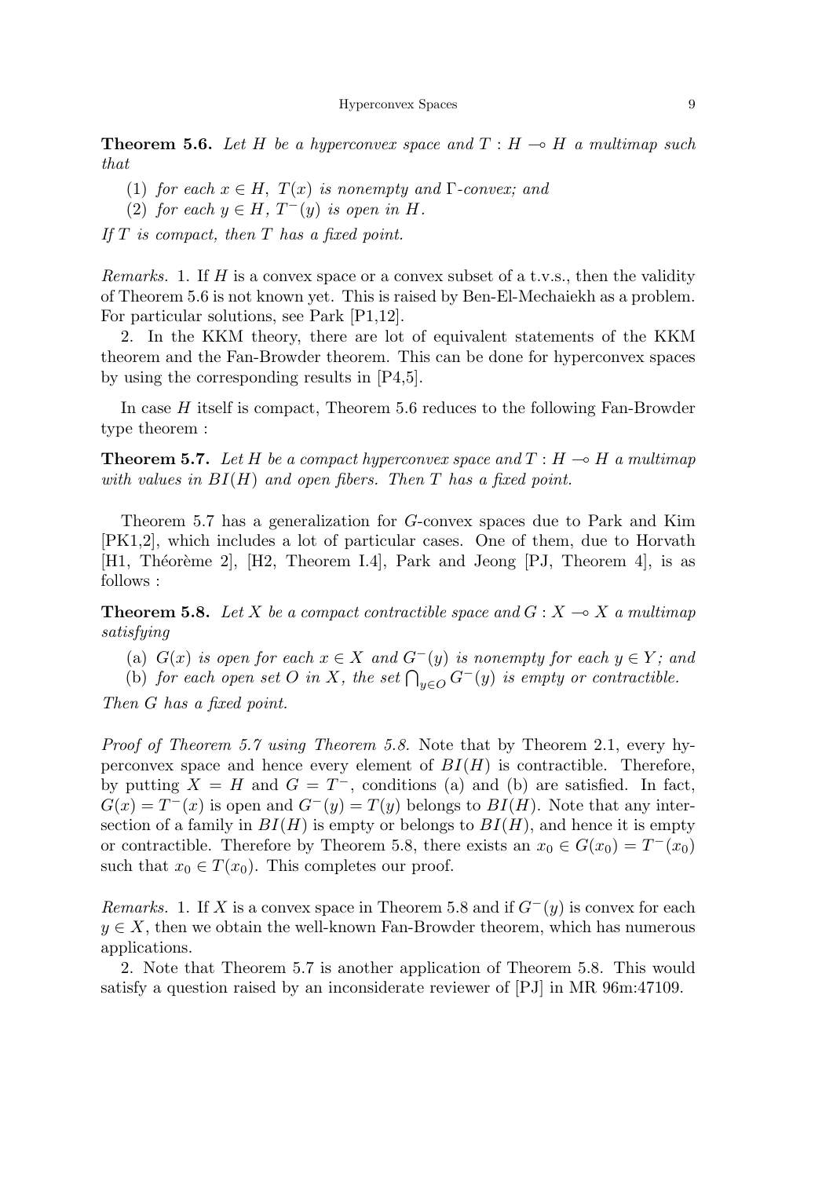**Theorem 5.6.** *Let $H$ be a hyperconvex space and $T : H \multimap H$ a multimap such that*

(1) *for each $x \in H$, $T(x)$ is nonempty and $\Gamma$-convex; and*

(2) *for each $y \in H$, $T^{-}(y)$ is open in $H$.*

*If $T$ is compact, then $T$ has a fixed point.*

*Remarks.* 1. If $H$ is a convex space or a convex subset of a t.v.s., then the validity of Theorem 5.6 is not known yet. This is raised by Ben-El-Mechaiekh as a problem. For particular solutions, see Park [P1,12].

2. In the KKM theory, there are lot of equivalent statements of the KKM theorem and the Fan-Browder theorem. This can be done for hyperconvex spaces by using the corresponding results in [P4,5].

In case $H$ itself is compact, Theorem 5.6 reduces to the following Fan-Browder type theorem :

**Theorem 5.7.** *Let $H$ be a compact hyperconvex space and $T : H \multimap H$ a multimap with values in $BI(H)$ and open fibers. Then $T$ has a fixed point.*

Theorem 5.7 has a generalization for $G$-convex spaces due to Park and Kim [PK1,2], which includes a lot of particular cases. One of them, due to Horvath [H1, Théorème 2], [H2, Theorem I.4], Park and Jeong [PJ, Theorem 4], is as follows :

**Theorem 5.8.** *Let $X$ be a compact contractible space and $G : X \multimap X$ a multimap satisfying*

(a) *$G(x)$ is open for each $x \in X$ and $G^{-}(y)$ is nonempty for each $y \in Y$; and*

(b) *for each open set $O$ in $X$, the set $\bigcap_{y \in O} G^{-}(y)$ is empty or contractible.*

*Then $G$ has a fixed point.*

*Proof of Theorem 5.7 using Theorem 5.8.* Note that by Theorem 2.1, every hyperconvex space and hence every element of $BI(H)$ is contractible. Therefore, by putting $X = H$ and $G = T^{-}$, conditions (a) and (b) are satisfied. In fact, $G(x) = T^{-}(x)$ is open and $G^{-}(y) = T(y)$ belongs to $BI(H)$. Note that any intersection of a family in $BI(H)$ is empty or belongs to $BI(H)$, and hence it is empty or contractible. Therefore by Theorem 5.8, there exists an $x_0 \in G(x_0) = T^{-}(x_0)$ such that $x_0 \in T(x_0)$. This completes our proof.

*Remarks.* 1. If $X$ is a convex space in Theorem 5.8 and if $G^{-}(y)$ is convex for each $y \in X$, then we obtain the well-known Fan-Browder theorem, which has numerous applications.

2. Note that Theorem 5.7 is another application of Theorem 5.8. This would satisfy a question raised by an inconsiderate reviewer of [PJ] in MR 96m:47109.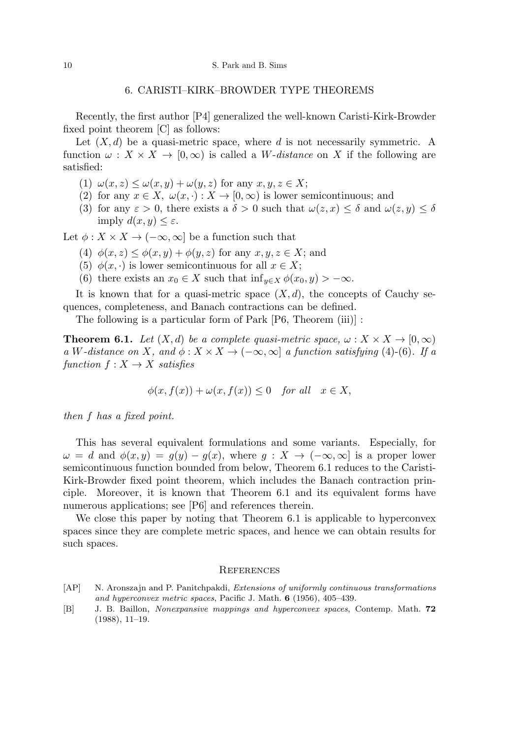## 6. CARISTI–KIRK–BROWDER TYPE THEOREMS

Recently, the first author [P4] generalized the well-known Caristi-Kirk-Browder fixed point theorem [C] as follows:

Let $(X, d)$ be a quasi-metric space, where $d$ is not necessarily symmetric. A function $\omega : X \times X \to [0, \infty)$ is called a *W-distance* on $X$ if the following are satisfied:

(1) $\omega(x, z) \leq \omega(x, y) + \omega(y, z)$ for any $x, y, z \in X$;
(2) for any $x \in X$, $\omega(x, \cdot) : X \to [0, \infty)$ is lower semicontinuous; and
(3) for any $\varepsilon > 0$, there exists a $\delta > 0$ such that $\omega(z, x) \leq \delta$ and $\omega(z, y) \leq \delta$ imply $d(x, y) \leq \varepsilon$.

Let $\phi : X \times X \to (-\infty, \infty]$ be a function such that

(4) $\phi(x, z) \leq \phi(x, y) + \phi(y, z)$ for any $x, y, z \in X$; and
(5) $\phi(x, \cdot)$ is lower semicontinuous for all $x \in X$;
(6) there exists an $x_0 \in X$ such that $\inf_{y \in X} \phi(x_0, y) > -\infty$.

It is known that for a quasi-metric space $(X, d)$, the concepts of Cauchy sequences, completeness, and Banach contractions can be defined.

The following is a particular form of Park [P6, Theorem (iii)] :

**Theorem 6.1.** *Let $(X, d)$ be a complete quasi-metric space, $\omega : X \times X \to [0, \infty)$ a W-distance on $X$, and $\phi : X \times X \to (-\infty, \infty]$ a function satisfying* (4)-(6). *If a function $f : X \to X$ satisfies*

$$\phi(x, f(x)) + \omega(x, f(x)) \leq 0 \quad \text{for all} \quad x \in X,$$

*then $f$ has a fixed point.*

This has several equivalent formulations and some variants. Especially, for $\omega = d$ and $\phi(x, y) = g(y) - g(x)$, where $g : X \to (-\infty, \infty]$ is a proper lower semicontinuous function bounded from below, Theorem 6.1 reduces to the Caristi-Kirk-Browder fixed point theorem, which includes the Banach contraction principle. Moreover, it is known that Theorem 6.1 and its equivalent forms have numerous applications; see [P6] and references therein.

We close this paper by noting that Theorem 6.1 is applicable to hyperconvex spaces since they are complete metric spaces, and hence we can obtain results for such spaces.

## References

[AP] N. Aronszajn and P. Panitchpakdi, *Extensions of uniformly continuous transformations and hyperconvex metric spaces*, Pacific J. Math. **6** (1956), 405–439.

[B] J. B. Baillon, *Nonexpansive mappings and hyperconvex spaces*, Contemp. Math. **72** (1988), 11–19.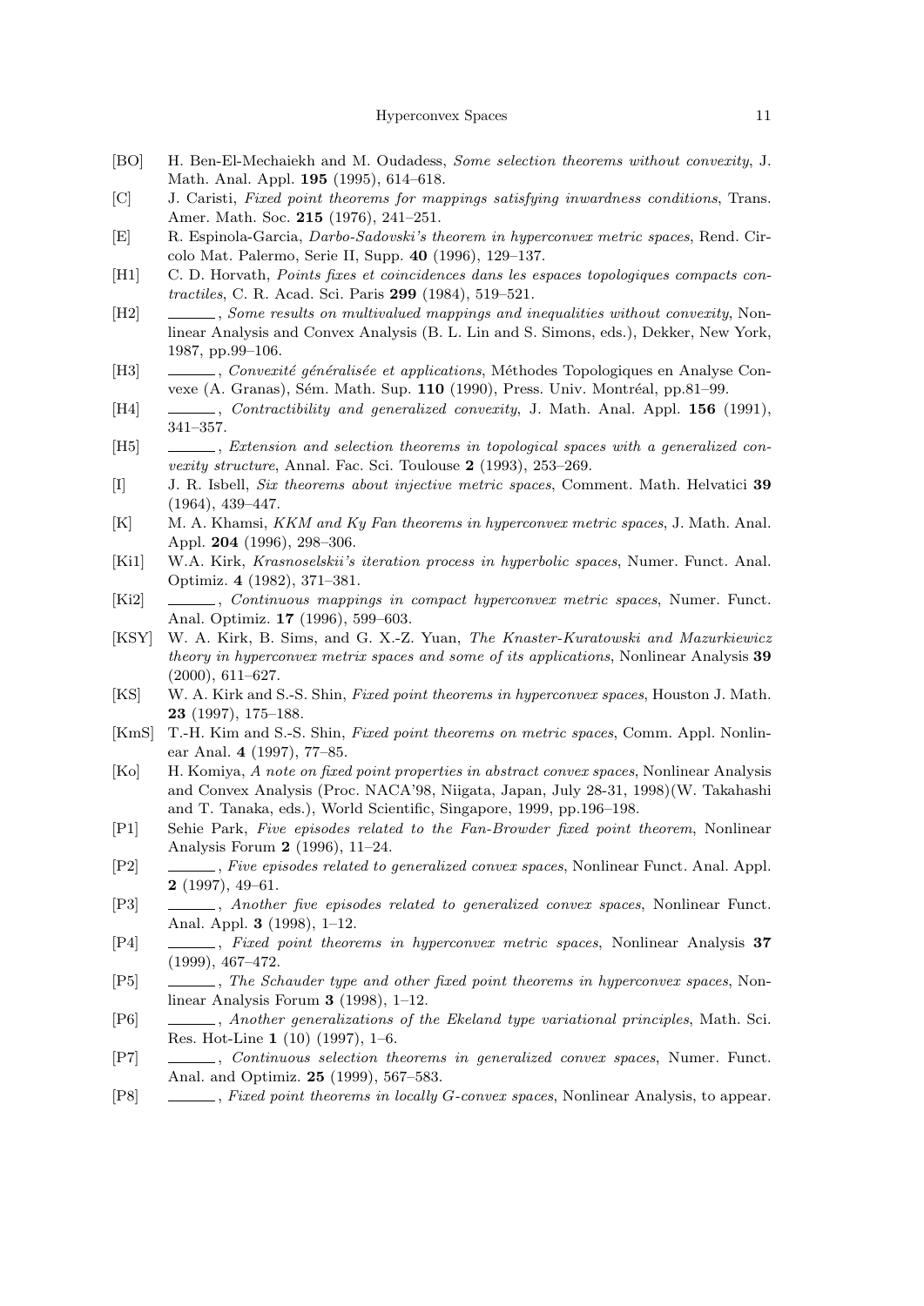- [BO] H. Ben-El-Mechaiekh and M. Oudadess, *Some selection theorems without convexity*, J. Math. Anal. Appl. **195** (1995), 614–618.
- [C] J. Caristi, *Fixed point theorems for mappings satisfying inwardness conditions*, Trans. Amer. Math. Soc. **215** (1976), 241–251.
- [E] R. Espinola-Garcia, *Darbo-Sadovski's theorem in hyperconvex metric spaces*, Rend. Circolo Mat. Palermo, Serie II, Supp. **40** (1996), 129–137.
- [H1] C. D. Horvath, *Points fixes et coincidences dans les espaces topologiques compacts contractiles*, C. R. Acad. Sci. Paris **299** (1984), 519–521.
- [H2] ______, *Some results on multivalued mappings and inequalities without convexity*, Nonlinear Analysis and Convex Analysis (B. L. Lin and S. Simons, eds.), Dekker, New York, 1987, pp.99–106.
- [H3] ______, *Convexité généralisée et applications*, Méthodes Topologiques en Analyse Convexe (A. Granas), Sém. Math. Sup. **110** (1990), Press. Univ. Montréal, pp.81–99.
- [H4] ______, *Contractibility and generalized convexity*, J. Math. Anal. Appl. **156** (1991), 341–357.
- [H5] ______, *Extension and selection theorems in topological spaces with a generalized convexity structure*, Annal. Fac. Sci. Toulouse **2** (1993), 253–269.
- [I] J. R. Isbell, *Six theorems about injective metric spaces*, Comment. Math. Helvatici **39** (1964), 439–447.
- [K] M. A. Khamsi, *KKM and Ky Fan theorems in hyperconvex metric spaces*, J. Math. Anal. Appl. **204** (1996), 298–306.
- [Ki1] W.A. Kirk, *Krasnoselskii's iteration process in hyperbolic spaces*, Numer. Funct. Anal. Optimiz. **4** (1982), 371–381.
- [Ki2] ______, *Continuous mappings in compact hyperconvex metric spaces*, Numer. Funct. Anal. Optimiz. **17** (1996), 599–603.
- [KSY] W. A. Kirk, B. Sims, and G. X.-Z. Yuan, *The Knaster-Kuratowski and Mazurkiewicz theory in hyperconvex metrix spaces and some of its applications*, Nonlinear Analysis **39** (2000), 611–627.
- [KS] W. A. Kirk and S.-S. Shin, *Fixed point theorems in hyperconvex spaces*, Houston J. Math. **23** (1997), 175–188.
- [KmS] T.-H. Kim and S.-S. Shin, *Fixed point theorems on metric spaces*, Comm. Appl. Nonlinear Anal. **4** (1997), 77–85.
- [Ko] H. Komiya, *A note on fixed point properties in abstract convex spaces*, Nonlinear Analysis and Convex Analysis (Proc. NACA'98, Niigata, Japan, July 28-31, 1998)(W. Takahashi and T. Tanaka, eds.), World Scientific, Singapore, 1999, pp.196–198.
- [P1] Sehie Park, *Five episodes related to the Fan-Browder fixed point theorem*, Nonlinear Analysis Forum **2** (1996), 11–24.
- [P2] ______, *Five episodes related to generalized convex spaces*, Nonlinear Funct. Anal. Appl. **2** (1997), 49–61.
- [P3] ______, *Another five episodes related to generalized convex spaces*, Nonlinear Funct. Anal. Appl. **3** (1998), 1–12.
- [P4] ______, *Fixed point theorems in hyperconvex metric spaces*, Nonlinear Analysis **37** (1999), 467–472.
- [P5] ______, *The Schauder type and other fixed point theorems in hyperconvex spaces*, Nonlinear Analysis Forum **3** (1998), 1–12.
- [P6] ______, *Another generalizations of the Ekeland type variational principles*, Math. Sci. Res. Hot-Line **1** (10) (1997), 1–6.
- [P7] ______, *Continuous selection theorems in generalized convex spaces*, Numer. Funct. Anal. and Optimiz. **25** (1999), 567–583.
- [P8] ______, *Fixed point theorems in locally G-convex spaces*, Nonlinear Analysis, to appear.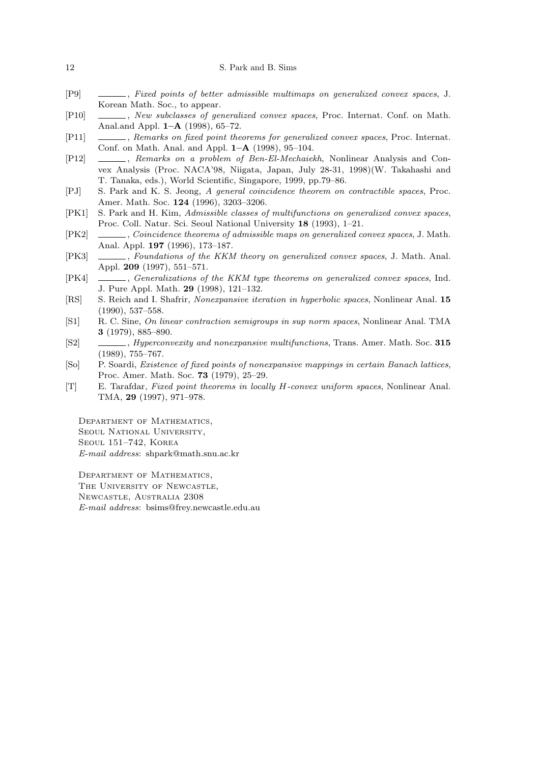[P9] ______, *Fixed points of better admissible multimaps on generalized convex spaces*, J. Korean Math. Soc., to appear.

[P10] ______, *New subclasses of generalized convex spaces*, Proc. Internat. Conf. on Math. Anal.and Appl. **1–A** (1998), 65–72.

[P11] ______, *Remarks on fixed point theorems for generalized convex spaces*, Proc. Internat. Conf. on Math. Anal. and Appl. **1–A** (1998), 95–104.

[P12] ______, *Remarks on a problem of Ben-El-Mechaiekh*, Nonlinear Analysis and Convex Analysis (Proc. NACA'98, Niigata, Japan, July 28-31, 1998)(W. Takahashi and T. Tanaka, eds.), World Scientific, Singapore, 1999, pp.79–86.

[PJ] S. Park and K. S. Jeong, *A general coincidence theorem on contractible spaces*, Proc. Amer. Math. Soc. **124** (1996), 3203–3206.

[PK1] S. Park and H. Kim, *Admissible classes of multifunctions on generalized convex spaces*, Proc. Coll. Natur. Sci. Seoul National University **18** (1993), 1–21.

[PK2] ______, *Coincidence theorems of admissible maps on generalized convex spaces*, J. Math. Anal. Appl. **197** (1996), 173–187.

[PK3] ______, *Foundations of the KKM theory on generalized convex spaces*, J. Math. Anal. Appl. **209** (1997), 551–571.

[PK4] ______, *Generalizations of the KKM type theorems on generalized convex spaces*, Ind. J. Pure Appl. Math. **29** (1998), 121–132.

[RS] S. Reich and I. Shafrir, *Nonexpansive iteration in hyperbolic spaces*, Nonlinear Anal. **15** (1990), 537–558.

[S1] R. C. Sine, *On linear contraction semigroups in sup norm spaces*, Nonlinear Anal. TMA **3** (1979), 885–890.

[S2] ______, *Hyperconvexity and nonexpansive multifunctions*, Trans. Amer. Math. Soc. **315** (1989), 755–767.

[So] P. Soardi, *Existence of fixed points of nonexpansive mappings in certain Banach lattices*, Proc. Amer. Math. Soc. **73** (1979), 25–29.

[T] E. Tarafdar, *Fixed point theorems in locally $H$-convex uniform spaces*, Nonlinear Anal. TMA, **29** (1997), 971–978.

Department of Mathematics,
Seoul National University,
Seoul 151–742, Korea
*E-mail address*: shpark@math.snu.ac.kr

Department of Mathematics,
The University of Newcastle,
Newcastle, Australia 2308
*E-mail address*: bsims@frey.newcastle.edu.au